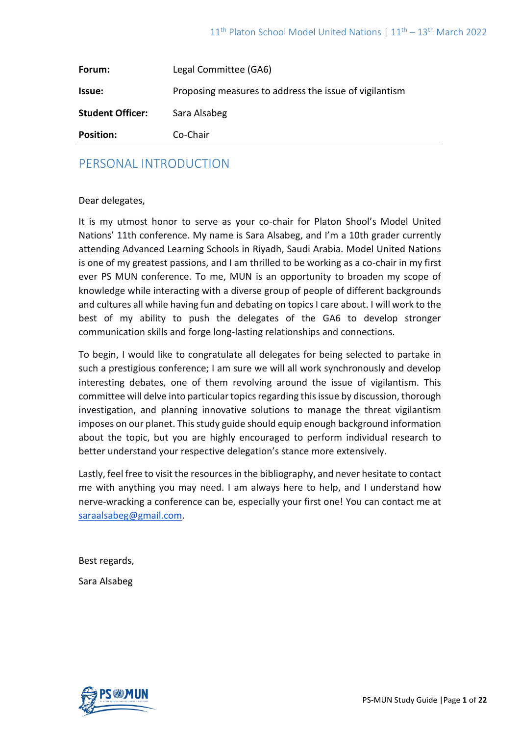| **Forum:** | Legal Committee (GA6) |
| --- | --- |
| **Issue:** | Proposing measures to address the issue of vigilantism |
| **Student Officer:** | Sara Alsabeg |
| **Position:** | Co-Chair |

## PERSONAL INTRODUCTION

Dear delegates,

It is my utmost honor to serve as your co-chair for Platon Shool's Model United Nations' 11th conference. My name is Sara Alsabeg, and I'm a 10th grader currently attending Advanced Learning Schools in Riyadh, Saudi Arabia. Model United Nations is one of my greatest passions, and I am thrilled to be working as a co-chair in my first ever PS MUN conference. To me, MUN is an opportunity to broaden my scope of knowledge while interacting with a diverse group of people of different backgrounds and cultures all while having fun and debating on topics I care about. I will work to the best of my ability to push the delegates of the GA6 to develop stronger communication skills and forge long-lasting relationships and connections.

To begin, I would like to congratulate all delegates for being selected to partake in such a prestigious conference; I am sure we will all work synchronously and develop interesting debates, one of them revolving around the issue of vigilantism. This committee will delve into particular topics regarding this issue by discussion, thorough investigation, and planning innovative solutions to manage the threat vigilantism imposes on our planet. This study guide should equip enough background information about the topic, but you are highly encouraged to perform individual research to better understand your respective delegation's stance more extensively.

Lastly, feel free to visit the resources in the bibliography, and never hesitate to contact me with anything you may need. I am always here to help, and I understand how nerve-wracking a conference can be, especially your first one! You can contact me at saraalsabeg@gmail.com.

Best regards,

Sara Alsabeg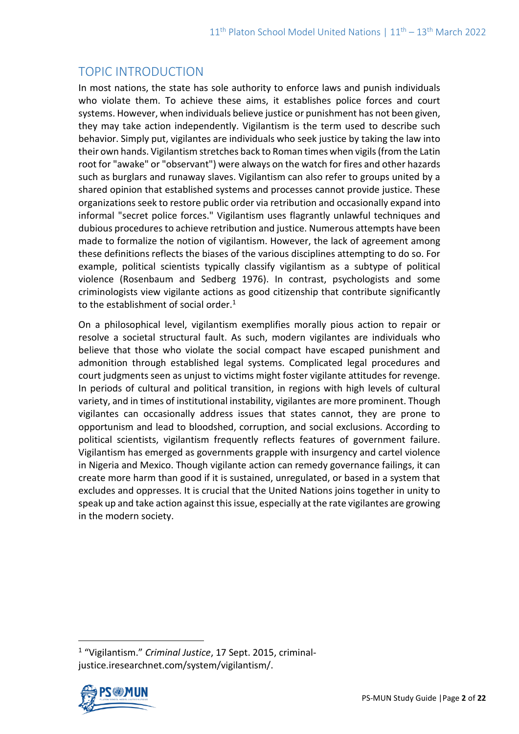## TOPIC INTRODUCTION

In most nations, the state has sole authority to enforce laws and punish individuals who violate them. To achieve these aims, it establishes police forces and court systems. However, when individuals believe justice or punishment has not been given, they may take action independently. Vigilantism is the term used to describe such behavior. Simply put, vigilantes are individuals who seek justice by taking the law into their own hands. Vigilantism stretches back to Roman times when vigils (from the Latin root for "awake" or "observant") were always on the watch for fires and other hazards such as burglars and runaway slaves. Vigilantism can also refer to groups united by a shared opinion that established systems and processes cannot provide justice. These organizations seek to restore public order via retribution and occasionally expand into informal "secret police forces." Vigilantism uses flagrantly unlawful techniques and dubious procedures to achieve retribution and justice. Numerous attempts have been made to formalize the notion of vigilantism. However, the lack of agreement among these definitions reflects the biases of the various disciplines attempting to do so. For example, political scientists typically classify vigilantism as a subtype of political violence (Rosenbaum and Sedberg 1976). In contrast, psychologists and some criminologists view vigilante actions as good citizenship that contribute significantly to the establishment of social order.[1]

On a philosophical level, vigilantism exemplifies morally pious action to repair or resolve a societal structural fault. As such, modern vigilantes are individuals who believe that those who violate the social compact have escaped punishment and admonition through established legal systems. Complicated legal procedures and court judgments seen as unjust to victims might foster vigilante attitudes for revenge. In periods of cultural and political transition, in regions with high levels of cultural variety, and in times of institutional instability, vigilantes are more prominent. Though vigilantes can occasionally address issues that states cannot, they are prone to opportunism and lead to bloodshed, corruption, and social exclusions. According to political scientists, vigilantism frequently reflects features of government failure. Vigilantism has emerged as governments grapple with insurgency and cartel violence in Nigeria and Mexico. Though vigilante action can remedy governance failings, it can create more harm than good if it is sustained, unregulated, or based in a system that excludes and oppresses. It is crucial that the United Nations joins together in unity to speak up and take action against this issue, especially at the rate vigilantes are growing in the modern society.

---

[1] "Vigilantism." *Criminal Justice*, 17 Sept. 2015, criminal-justice.iresearchnet.com/system/vigilantism/.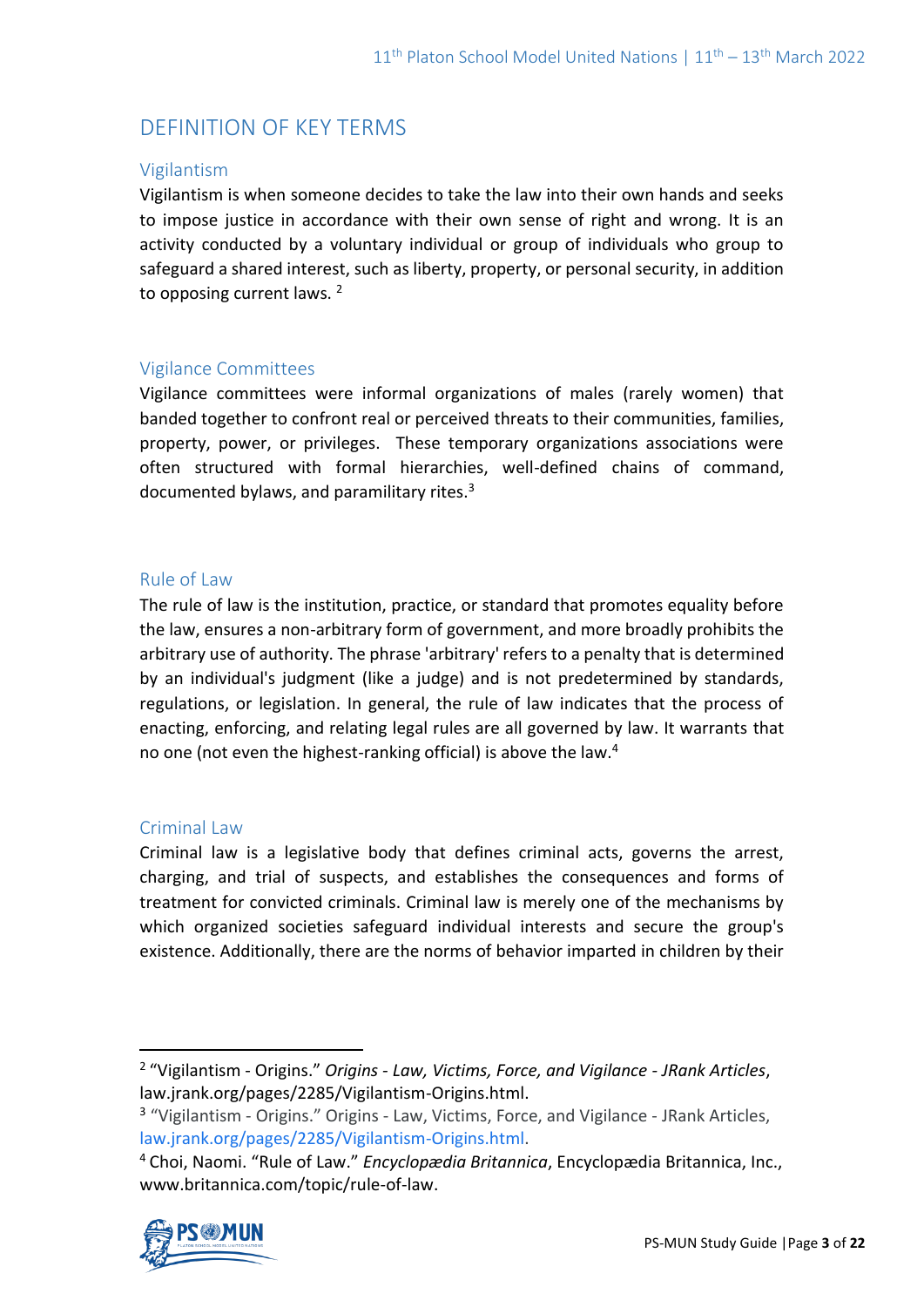# DEFINITION OF KEY TERMS

## Vigilantism

Vigilantism is when someone decides to take the law into their own hands and seeks to impose justice in accordance with their own sense of right and wrong. It is an activity conducted by a voluntary individual or group of individuals who group to safeguard a shared interest, such as liberty, property, or personal security, in addition to opposing current laws. [2]

## Vigilance Committees

Vigilance committees were informal organizations of males (rarely women) that banded together to confront real or perceived threats to their communities, families, property, power, or privileges. These temporary organizations associations were often structured with formal hierarchies, well-defined chains of command, documented bylaws, and paramilitary rites.[3]

## Rule of Law

The rule of law is the institution, practice, or standard that promotes equality before the law, ensures a non-arbitrary form of government, and more broadly prohibits the arbitrary use of authority. The phrase 'arbitrary' refers to a penalty that is determined by an individual's judgment (like a judge) and is not predetermined by standards, regulations, or legislation. In general, the rule of law indicates that the process of enacting, enforcing, and relating legal rules are all governed by law. It warrants that no one (not even the highest-ranking official) is above the law.[4]

## Criminal Law

Criminal law is a legislative body that defines criminal acts, governs the arrest, charging, and trial of suspects, and establishes the consequences and forms of treatment for convicted criminals. Criminal law is merely one of the mechanisms by which organized societies safeguard individual interests and secure the group's existence. Additionally, there are the norms of behavior imparted in children by their

---

[2] "Vigilantism - Origins." *Origins - Law, Victims, Force, and Vigilance - JRank Articles*, law.jrank.org/pages/2285/Vigilantism-Origins.html.

[3] "Vigilantism - Origins." Origins - Law, Victims, Force, and Vigilance - JRank Articles, law.jrank.org/pages/2285/Vigilantism-Origins.html.

[4] Choi, Naomi. "Rule of Law." *Encyclopædia Britannica*, Encyclopædia Britannica, Inc., www.britannica.com/topic/rule-of-law.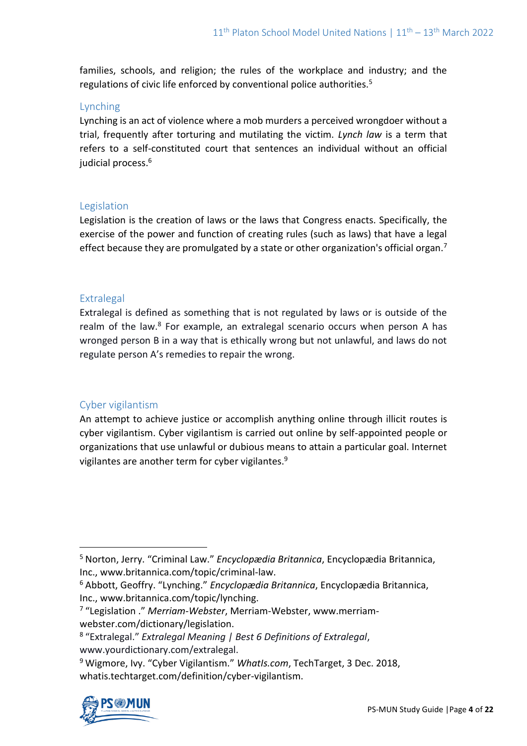families, schools, and religion; the rules of the workplace and industry; and the regulations of civic life enforced by conventional police authorities.[5]

### Lynching

Lynching is an act of violence where a mob murders a perceived wrongdoer without a trial, frequently after torturing and mutilating the victim. *Lynch law* is a term that refers to a self-constituted court that sentences an individual without an official judicial process.[6]

### Legislation

Legislation is the creation of laws or the laws that Congress enacts. Specifically, the exercise of the power and function of creating rules (such as laws) that have a legal effect because they are promulgated by a state or other organization's official organ.[7]

### Extralegal

Extralegal is defined as something that is not regulated by laws or is outside of the realm of the law.[8] For example, an extralegal scenario occurs when person A has wronged person B in a way that is ethically wrong but not unlawful, and laws do not regulate person A's remedies to repair the wrong.

### Cyber vigilantism

An attempt to achieve justice or accomplish anything online through illicit routes is cyber vigilantism. Cyber vigilantism is carried out online by self-appointed people or organizations that use unlawful or dubious means to attain a particular goal. Internet vigilantes are another term for cyber vigilantes.[9]

---

[5] Norton, Jerry. "Criminal Law." *Encyclopædia Britannica*, Encyclopædia Britannica, Inc., www.britannica.com/topic/criminal-law.

[6] Abbott, Geoffry. "Lynching." *Encyclopædia Britannica*, Encyclopædia Britannica, Inc., www.britannica.com/topic/lynching.

[7] "Legislation ." *Merriam-Webster*, Merriam-Webster, www.merriam-webster.com/dictionary/legislation.

[8] "Extralegal." *Extralegal Meaning | Best 6 Definitions of Extralegal*, www.yourdictionary.com/extralegal.

[9] Wigmore, Ivy. "Cyber Vigilantism." *WhatIs.com*, TechTarget, 3 Dec. 2018, whatis.techtarget.com/definition/cyber-vigilantism.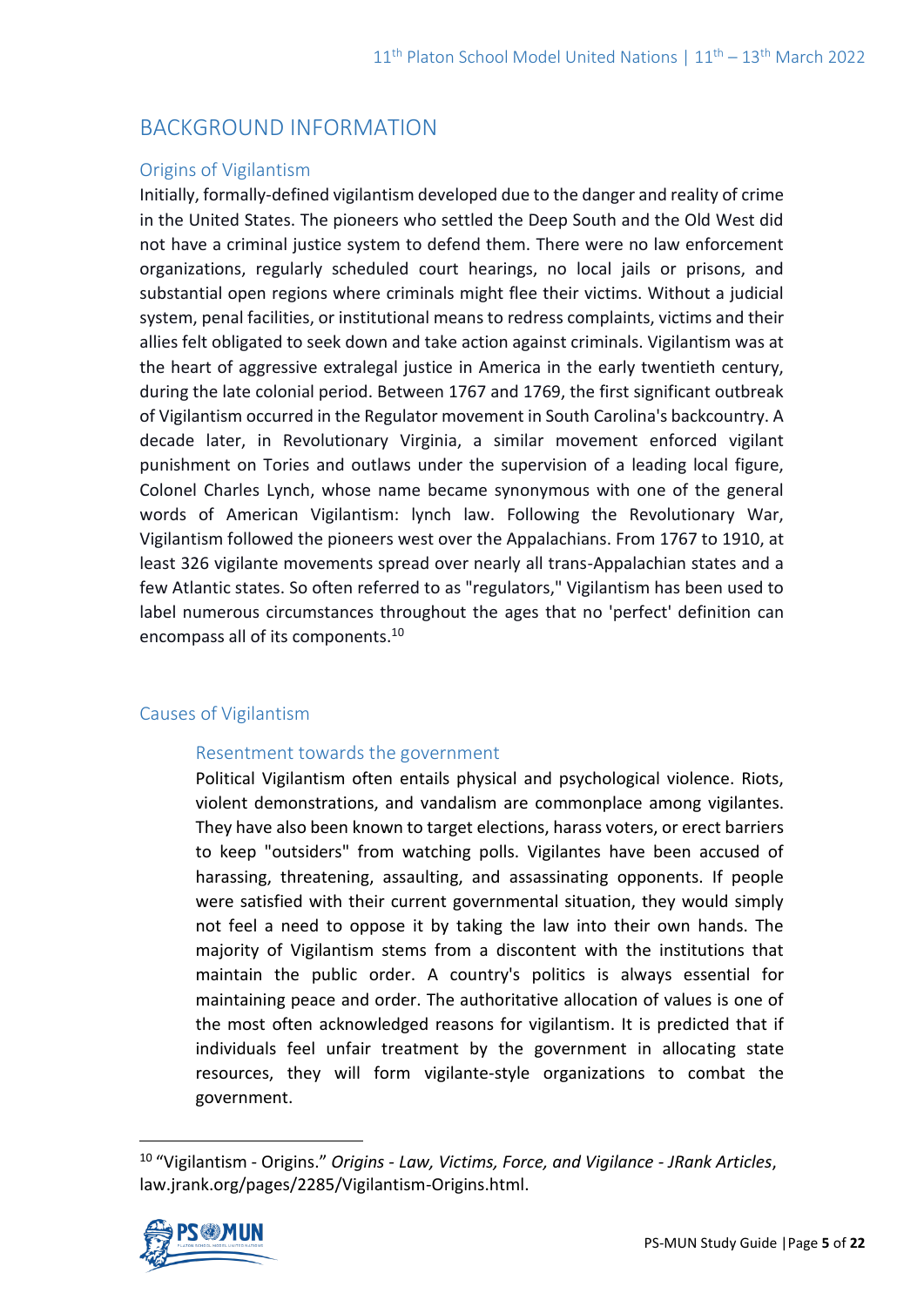## BACKGROUND INFORMATION

### Origins of Vigilantism

Initially, formally-defined vigilantism developed due to the danger and reality of crime in the United States. The pioneers who settled the Deep South and the Old West did not have a criminal justice system to defend them. There were no law enforcement organizations, regularly scheduled court hearings, no local jails or prisons, and substantial open regions where criminals might flee their victims. Without a judicial system, penal facilities, or institutional means to redress complaints, victims and their allies felt obligated to seek down and take action against criminals. Vigilantism was at the heart of aggressive extralegal justice in America in the early twentieth century, during the late colonial period. Between 1767 and 1769, the first significant outbreak of Vigilantism occurred in the Regulator movement in South Carolina's backcountry. A decade later, in Revolutionary Virginia, a similar movement enforced vigilant punishment on Tories and outlaws under the supervision of a leading local figure, Colonel Charles Lynch, whose name became synonymous with one of the general words of American Vigilantism: lynch law. Following the Revolutionary War, Vigilantism followed the pioneers west over the Appalachians. From 1767 to 1910, at least 326 vigilante movements spread over nearly all trans-Appalachian states and a few Atlantic states. So often referred to as "regulators," Vigilantism has been used to label numerous circumstances throughout the ages that no 'perfect' definition can encompass all of its components.[10]

### Causes of Vigilantism

#### Resentment towards the government

Political Vigilantism often entails physical and psychological violence. Riots, violent demonstrations, and vandalism are commonplace among vigilantes. They have also been known to target elections, harass voters, or erect barriers to keep "outsiders" from watching polls. Vigilantes have been accused of harassing, threatening, assaulting, and assassinating opponents. If people were satisfied with their current governmental situation, they would simply not feel a need to oppose it by taking the law into their own hands. The majority of Vigilantism stems from a discontent with the institutions that maintain the public order. A country's politics is always essential for maintaining peace and order. The authoritative allocation of values is one of the most often acknowledged reasons for vigilantism. It is predicted that if individuals feel unfair treatment by the government in allocating state resources, they will form vigilante-style organizations to combat the government.

[10] "Vigilantism - Origins." *Origins - Law, Victims, Force, and Vigilance - JRank Articles*, law.jrank.org/pages/2285/Vigilantism-Origins.html.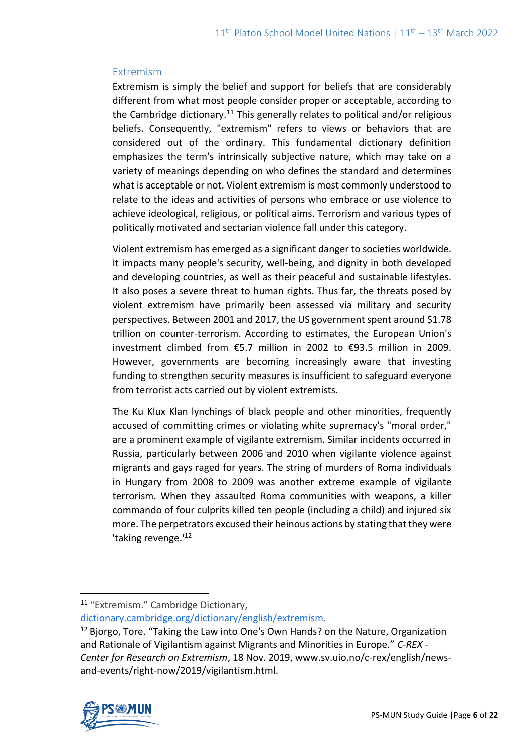## Extremism

Extremism is simply the belief and support for beliefs that are considerably different from what most people consider proper or acceptable, according to the Cambridge dictionary.[11] This generally relates to political and/or religious beliefs. Consequently, "extremism" refers to views or behaviors that are considered out of the ordinary. This fundamental dictionary definition emphasizes the term's intrinsically subjective nature, which may take on a variety of meanings depending on who defines the standard and determines what is acceptable or not. Violent extremism is most commonly understood to relate to the ideas and activities of persons who embrace or use violence to achieve ideological, religious, or political aims. Terrorism and various types of politically motivated and sectarian violence fall under this category.

Violent extremism has emerged as a significant danger to societies worldwide. It impacts many people's security, well-being, and dignity in both developed and developing countries, as well as their peaceful and sustainable lifestyles. It also poses a severe threat to human rights. Thus far, the threats posed by violent extremism have primarily been assessed via military and security perspectives. Between 2001 and 2017, the US government spent around $1.78 trillion on counter-terrorism. According to estimates, the European Union's investment climbed from €5.7 million in 2002 to €93.5 million in 2009. However, governments are becoming increasingly aware that investing funding to strengthen security measures is insufficient to safeguard everyone from terrorist acts carried out by violent extremists.

The Ku Klux Klan lynchings of black people and other minorities, frequently accused of committing crimes or violating white supremacy's "moral order," are a prominent example of vigilante extremism. Similar incidents occurred in Russia, particularly between 2006 and 2010 when vigilante violence against migrants and gays raged for years. The string of murders of Roma individuals in Hungary from 2008 to 2009 was another extreme example of vigilante terrorism. When they assaulted Roma communities with weapons, a killer commando of four culprits killed ten people (including a child) and injured six more. The perpetrators excused their heinous actions by stating that they were 'taking revenge.'[12]

---

[11] "Extremism." Cambridge Dictionary, dictionary.cambridge.org/dictionary/english/extremism.

[12] Bjorgo, Tore. "Taking the Law into One's Own Hands? on the Nature, Organization and Rationale of Vigilantism against Migrants and Minorities in Europe." *C-REX - Center for Research on Extremism*, 18 Nov. 2019, www.sv.uio.no/c-rex/english/news-and-events/right-now/2019/vigilantism.html.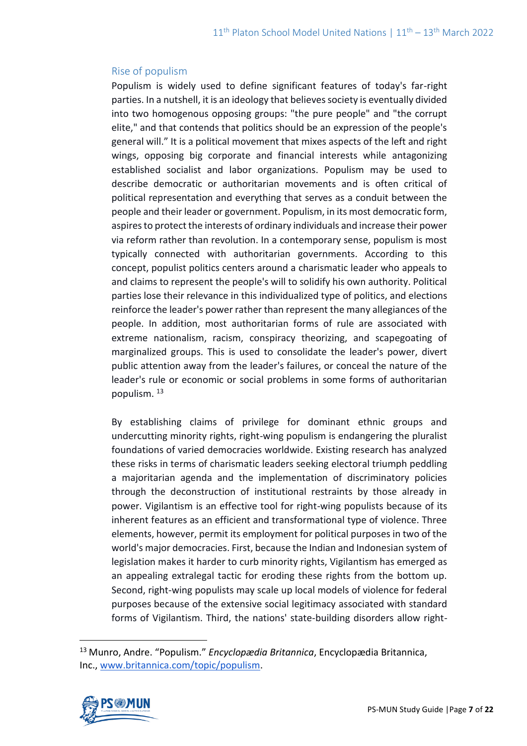## Rise of populism

Populism is widely used to define significant features of today's far-right parties. In a nutshell, it is an ideology that believes society is eventually divided into two homogenous opposing groups: "the pure people" and "the corrupt elite," and that contends that politics should be an expression of the people's general will." It is a political movement that mixes aspects of the left and right wings, opposing big corporate and financial interests while antagonizing established socialist and labor organizations. Populism may be used to describe democratic or authoritarian movements and is often critical of political representation and everything that serves as a conduit between the people and their leader or government. Populism, in its most democratic form, aspires to protect the interests of ordinary individuals and increase their power via reform rather than revolution. In a contemporary sense, populism is most typically connected with authoritarian governments. According to this concept, populist politics centers around a charismatic leader who appeals to and claims to represent the people's will to solidify his own authority. Political parties lose their relevance in this individualized type of politics, and elections reinforce the leader's power rather than represent the many allegiances of the people. In addition, most authoritarian forms of rule are associated with extreme nationalism, racism, conspiracy theorizing, and scapegoating of marginalized groups. This is used to consolidate the leader's power, divert public attention away from the leader's failures, or conceal the nature of the leader's rule or economic or social problems in some forms of authoritarian populism. [13]

By establishing claims of privilege for dominant ethnic groups and undercutting minority rights, right-wing populism is endangering the pluralist foundations of varied democracies worldwide. Existing research has analyzed these risks in terms of charismatic leaders seeking electoral triumph peddling a majoritarian agenda and the implementation of discriminatory policies through the deconstruction of institutional restraints by those already in power. Vigilantism is an effective tool for right-wing populists because of its inherent features as an efficient and transformational type of violence. Three elements, however, permit its employment for political purposes in two of the world's major democracies. First, because the Indian and Indonesian system of legislation makes it harder to curb minority rights, Vigilantism has emerged as an appealing extralegal tactic for eroding these rights from the bottom up. Second, right-wing populists may scale up local models of violence for federal purposes because of the extensive social legitimacy associated with standard forms of Vigilantism. Third, the nations' state-building disorders allow right-

---

[13] Munro, Andre. "Populism." *Encyclopædia Britannica*, Encyclopædia Britannica, Inc., [www.britannica.com/topic/populism](www.britannica.com/topic/populism).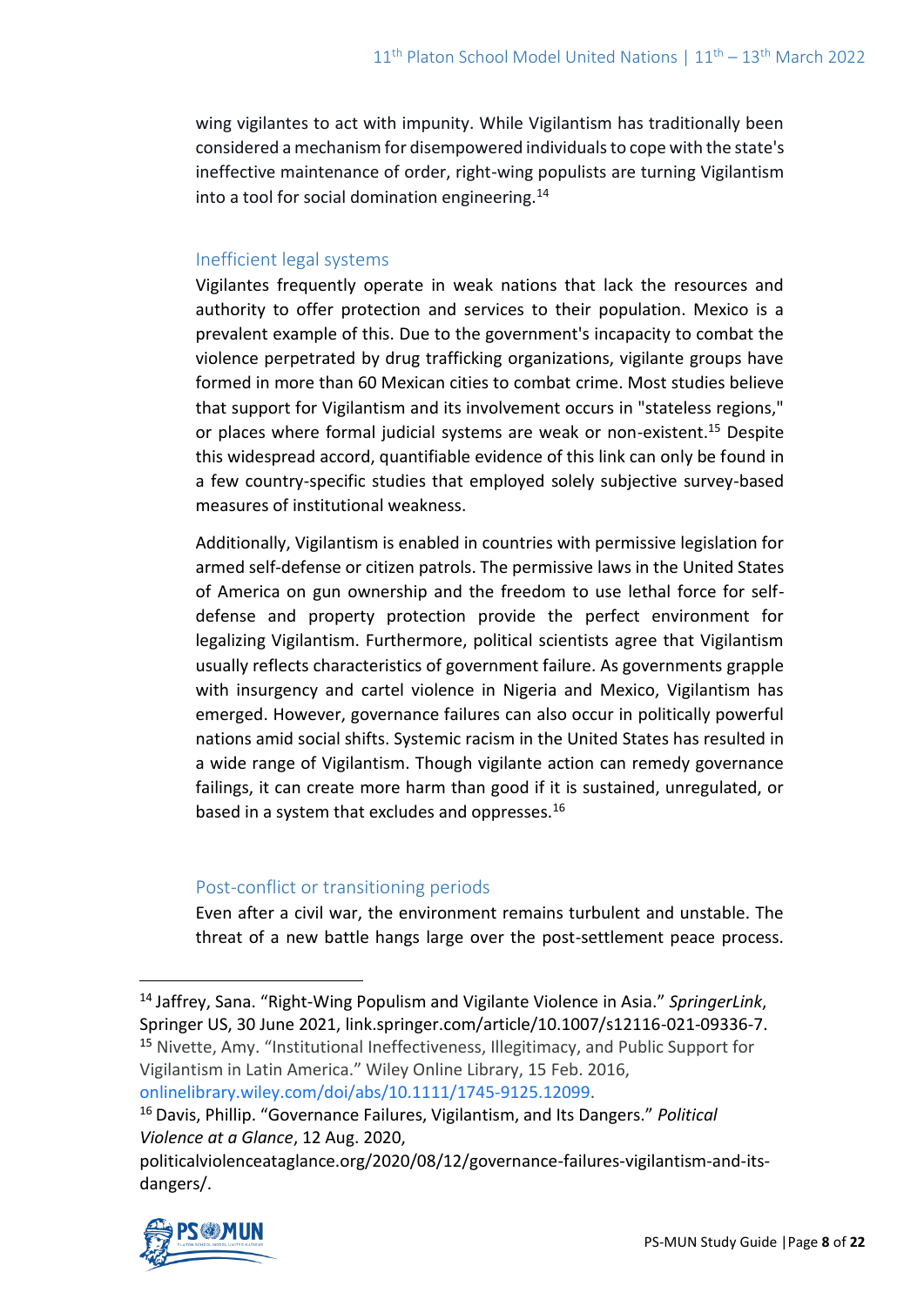wing vigilantes to act with impunity. While Vigilantism has traditionally been considered a mechanism for disempowered individuals to cope with the state's ineffective maintenance of order, right-wing populists are turning Vigilantism into a tool for social domination engineering.[14]

### Inefficient legal systems

Vigilantes frequently operate in weak nations that lack the resources and authority to offer protection and services to their population. Mexico is a prevalent example of this. Due to the government's incapacity to combat the violence perpetrated by drug trafficking organizations, vigilante groups have formed in more than 60 Mexican cities to combat crime. Most studies believe that support for Vigilantism and its involvement occurs in "stateless regions," or places where formal judicial systems are weak or non-existent.[15] Despite this widespread accord, quantifiable evidence of this link can only be found in a few country-specific studies that employed solely subjective survey-based measures of institutional weakness.

Additionally, Vigilantism is enabled in countries with permissive legislation for armed self-defense or citizen patrols. The permissive laws in the United States of America on gun ownership and the freedom to use lethal force for self-defense and property protection provide the perfect environment for legalizing Vigilantism. Furthermore, political scientists agree that Vigilantism usually reflects characteristics of government failure. As governments grapple with insurgency and cartel violence in Nigeria and Mexico, Vigilantism has emerged. However, governance failures can also occur in politically powerful nations amid social shifts. Systemic racism in the United States has resulted in a wide range of Vigilantism. Though vigilante action can remedy governance failings, it can create more harm than good if it is sustained, unregulated, or based in a system that excludes and oppresses.[16]

### Post-conflict or transitioning periods

Even after a civil war, the environment remains turbulent and unstable. The threat of a new battle hangs large over the post-settlement peace process.

---

[14] Jaffrey, Sana. "Right-Wing Populism and Vigilante Violence in Asia." *SpringerLink*, Springer US, 30 June 2021, link.springer.com/article/10.1007/s12116-021-09336-7.

[15] Nivette, Amy. "Institutional Ineffectiveness, Illegitimacy, and Public Support for Vigilantism in Latin America." Wiley Online Library, 15 Feb. 2016, onlinelibrary.wiley.com/doi/abs/10.1111/1745-9125.12099.

[16] Davis, Phillip. "Governance Failures, Vigilantism, and Its Dangers." *Political Violence at a Glance*, 12 Aug. 2020, politicalviolenceataglance.org/2020/08/12/governance-failures-vigilantism-and-its-dangers/.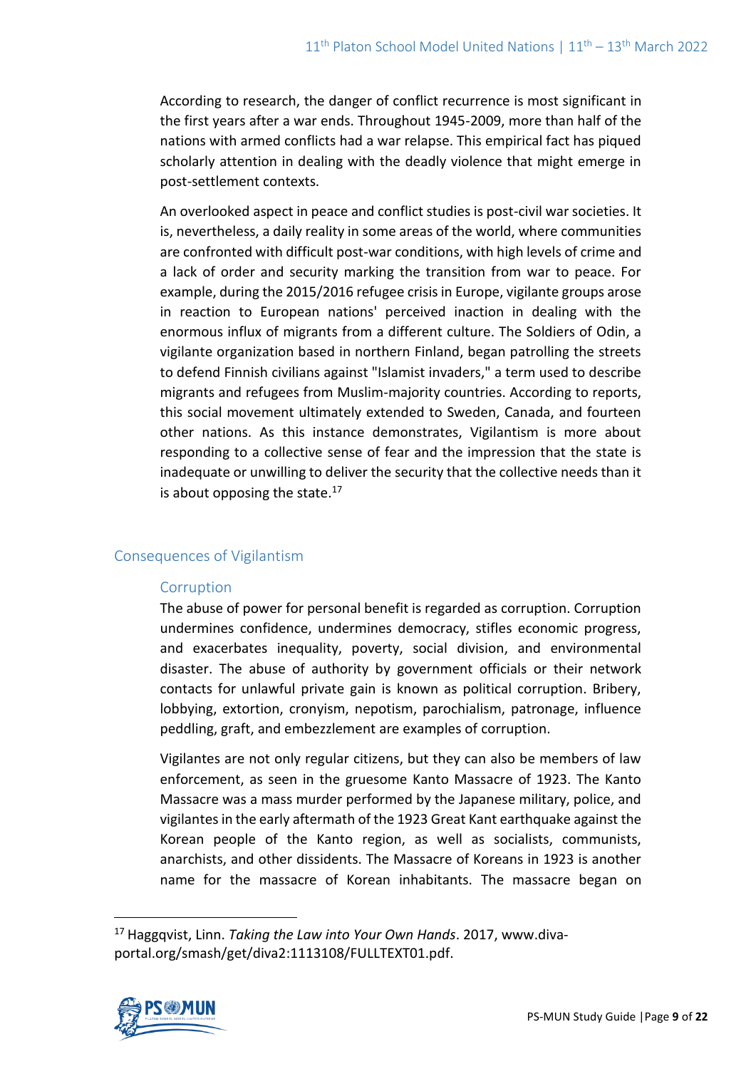According to research, the danger of conflict recurrence is most significant in the first years after a war ends. Throughout 1945-2009, more than half of the nations with armed conflicts had a war relapse. This empirical fact has piqued scholarly attention in dealing with the deadly violence that might emerge in post-settlement contexts.

An overlooked aspect in peace and conflict studies is post-civil war societies. It is, nevertheless, a daily reality in some areas of the world, where communities are confronted with difficult post-war conditions, with high levels of crime and a lack of order and security marking the transition from war to peace. For example, during the 2015/2016 refugee crisis in Europe, vigilante groups arose in reaction to European nations' perceived inaction in dealing with the enormous influx of migrants from a different culture. The Soldiers of Odin, a vigilante organization based in northern Finland, began patrolling the streets to defend Finnish civilians against "Islamist invaders," a term used to describe migrants and refugees from Muslim-majority countries. According to reports, this social movement ultimately extended to Sweden, Canada, and fourteen other nations. As this instance demonstrates, Vigilantism is more about responding to a collective sense of fear and the impression that the state is inadequate or unwilling to deliver the security that the collective needs than it is about opposing the state.[17]

## Consequences of Vigilantism

### Corruption

The abuse of power for personal benefit is regarded as corruption. Corruption undermines confidence, undermines democracy, stifles economic progress, and exacerbates inequality, poverty, social division, and environmental disaster. The abuse of authority by government officials or their network contacts for unlawful private gain is known as political corruption. Bribery, lobbying, extortion, cronyism, nepotism, parochialism, patronage, influence peddling, graft, and embezzlement are examples of corruption.

Vigilantes are not only regular citizens, but they can also be members of law enforcement, as seen in the gruesome Kanto Massacre of 1923. The Kanto Massacre was a mass murder performed by the Japanese military, police, and vigilantes in the early aftermath of the 1923 Great Kant earthquake against the Korean people of the Kanto region, as well as socialists, communists, anarchists, and other dissidents. The Massacre of Koreans in 1923 is another name for the massacre of Korean inhabitants. The massacre began on

---

[17] Haggqvist, Linn. *Taking the Law into Your Own Hands*. 2017, www.diva-portal.org/smash/get/diva2:1113108/FULLTEXT01.pdf.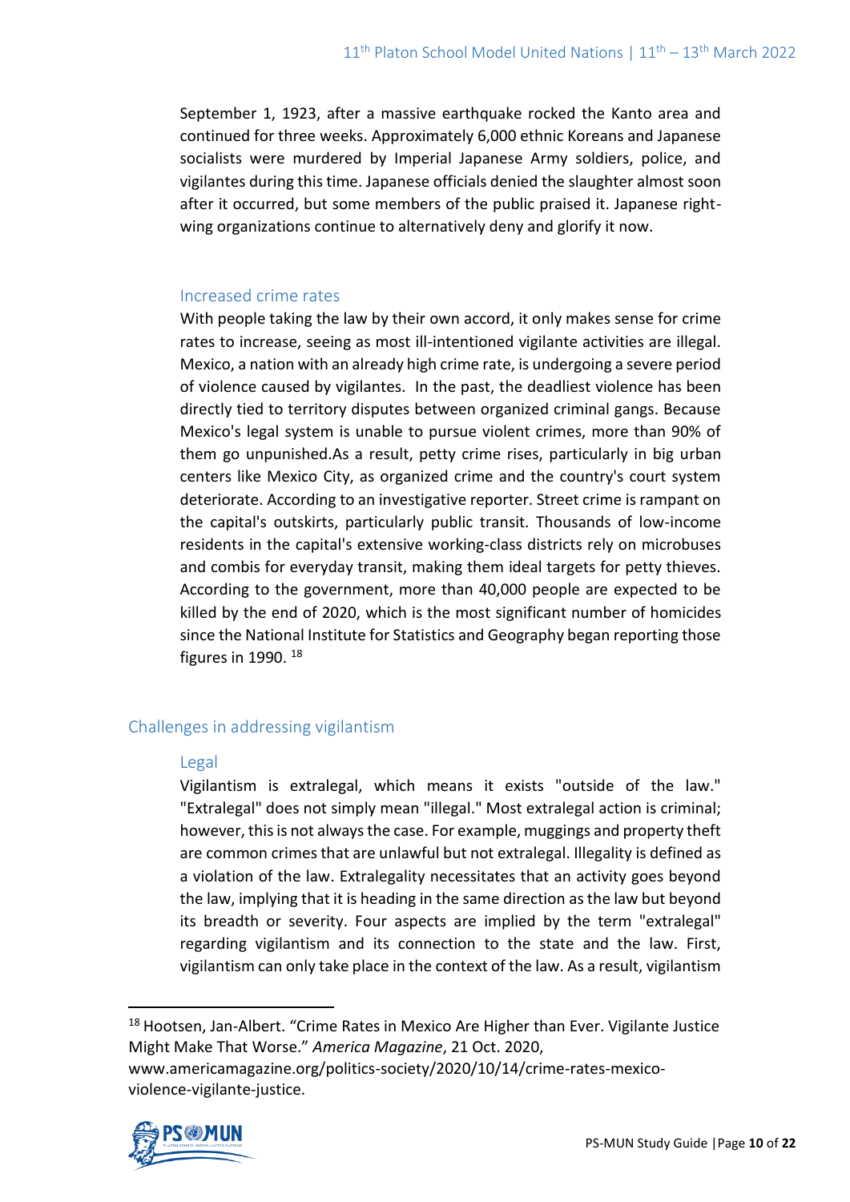September 1, 1923, after a massive earthquake rocked the Kanto area and continued for three weeks. Approximately 6,000 ethnic Koreans and Japanese socialists were murdered by Imperial Japanese Army soldiers, police, and vigilantes during this time. Japanese officials denied the slaughter almost soon after it occurred, but some members of the public praised it. Japanese right-wing organizations continue to alternatively deny and glorify it now.

### Increased crime rates

With people taking the law by their own accord, it only makes sense for crime rates to increase, seeing as most ill-intentioned vigilante activities are illegal. Mexico, a nation with an already high crime rate, is undergoing a severe period of violence caused by vigilantes. In the past, the deadliest violence has been directly tied to territory disputes between organized criminal gangs. Because Mexico's legal system is unable to pursue violent crimes, more than 90% of them go unpunished.As a result, petty crime rises, particularly in big urban centers like Mexico City, as organized crime and the country's court system deteriorate. According to an investigative reporter. Street crime is rampant on the capital's outskirts, particularly public transit. Thousands of low-income residents in the capital's extensive working-class districts rely on microbuses and combis for everyday transit, making them ideal targets for petty thieves. According to the government, more than 40,000 people are expected to be killed by the end of 2020, which is the most significant number of homicides since the National Institute for Statistics and Geography began reporting those figures in 1990. [18]

## Challenges in addressing vigilantism

### Legal

Vigilantism is extralegal, which means it exists "outside of the law." "Extralegal" does not simply mean "illegal." Most extralegal action is criminal; however, this is not always the case. For example, muggings and property theft are common crimes that are unlawful but not extralegal. Illegality is defined as a violation of the law. Extralegality necessitates that an activity goes beyond the law, implying that it is heading in the same direction as the law but beyond its breadth or severity. Four aspects are implied by the term "extralegal" regarding vigilantism and its connection to the state and the law. First, vigilantism can only take place in the context of the law. As a result, vigilantism

---

[18] Hootsen, Jan-Albert. "Crime Rates in Mexico Are Higher than Ever. Vigilante Justice Might Make That Worse." *America Magazine*, 21 Oct. 2020, www.americamagazine.org/politics-society/2020/10/14/crime-rates-mexico-violence-vigilante-justice.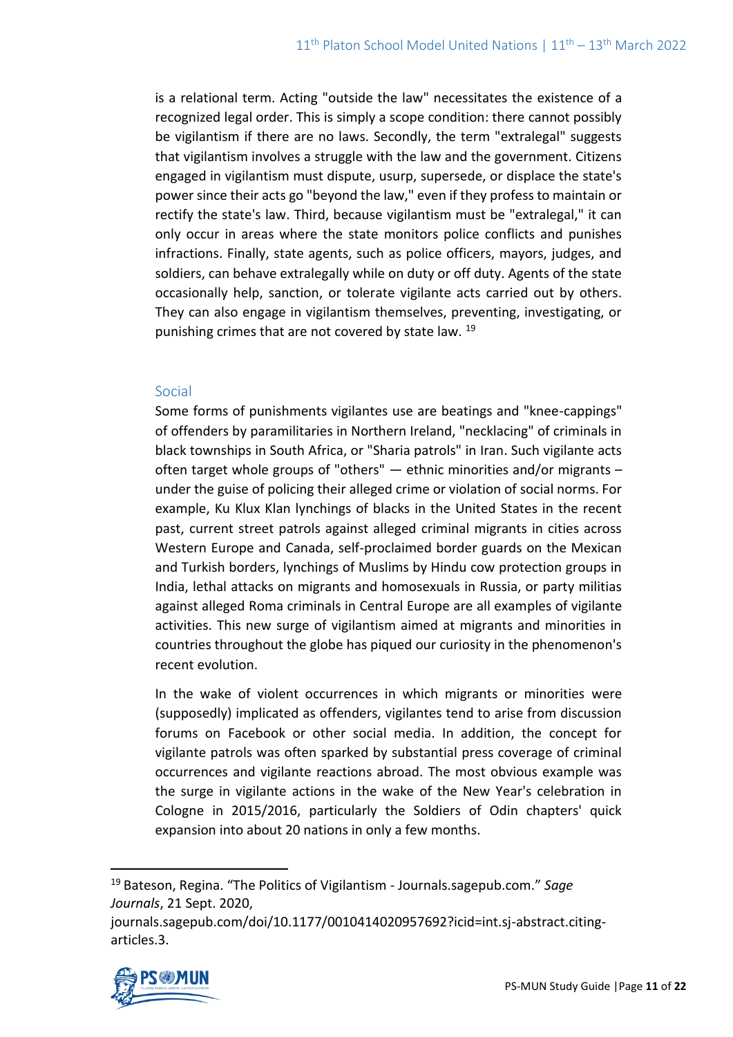is a relational term. Acting "outside the law" necessitates the existence of a recognized legal order. This is simply a scope condition: there cannot possibly be vigilantism if there are no laws. Secondly, the term "extralegal" suggests that vigilantism involves a struggle with the law and the government. Citizens engaged in vigilantism must dispute, usurp, supersede, or displace the state's power since their acts go "beyond the law," even if they profess to maintain or rectify the state's law. Third, because vigilantism must be "extralegal," it can only occur in areas where the state monitors police conflicts and punishes infractions. Finally, state agents, such as police officers, mayors, judges, and soldiers, can behave extralegally while on duty or off duty. Agents of the state occasionally help, sanction, or tolerate vigilante acts carried out by others. They can also engage in vigilantism themselves, preventing, investigating, or punishing crimes that are not covered by state law. [19]

### Social

Some forms of punishments vigilantes use are beatings and "knee-cappings" of offenders by paramilitaries in Northern Ireland, "necklacing" of criminals in black townships in South Africa, or "Sharia patrols" in Iran. Such vigilante acts often target whole groups of "others" — ethnic minorities and/or migrants – under the guise of policing their alleged crime or violation of social norms. For example, Ku Klux Klan lynchings of blacks in the United States in the recent past, current street patrols against alleged criminal migrants in cities across Western Europe and Canada, self-proclaimed border guards on the Mexican and Turkish borders, lynchings of Muslims by Hindu cow protection groups in India, lethal attacks on migrants and homosexuals in Russia, or party militias against alleged Roma criminals in Central Europe are all examples of vigilante activities. This new surge of vigilantism aimed at migrants and minorities in countries throughout the globe has piqued our curiosity in the phenomenon's recent evolution.

In the wake of violent occurrences in which migrants or minorities were (supposedly) implicated as offenders, vigilantes tend to arise from discussion forums on Facebook or other social media. In addition, the concept for vigilante patrols was often sparked by substantial press coverage of criminal occurrences and vigilante reactions abroad. The most obvious example was the surge in vigilante actions in the wake of the New Year's celebration in Cologne in 2015/2016, particularly the Soldiers of Odin chapters' quick expansion into about 20 nations in only a few months.

---

[19] Bateson, Regina. "The Politics of Vigilantism - Journals.sagepub.com." *Sage Journals*, 21 Sept. 2020, journals.sagepub.com/doi/10.1177/0010414020957692?icid=int.sj-abstract.citing-articles.3.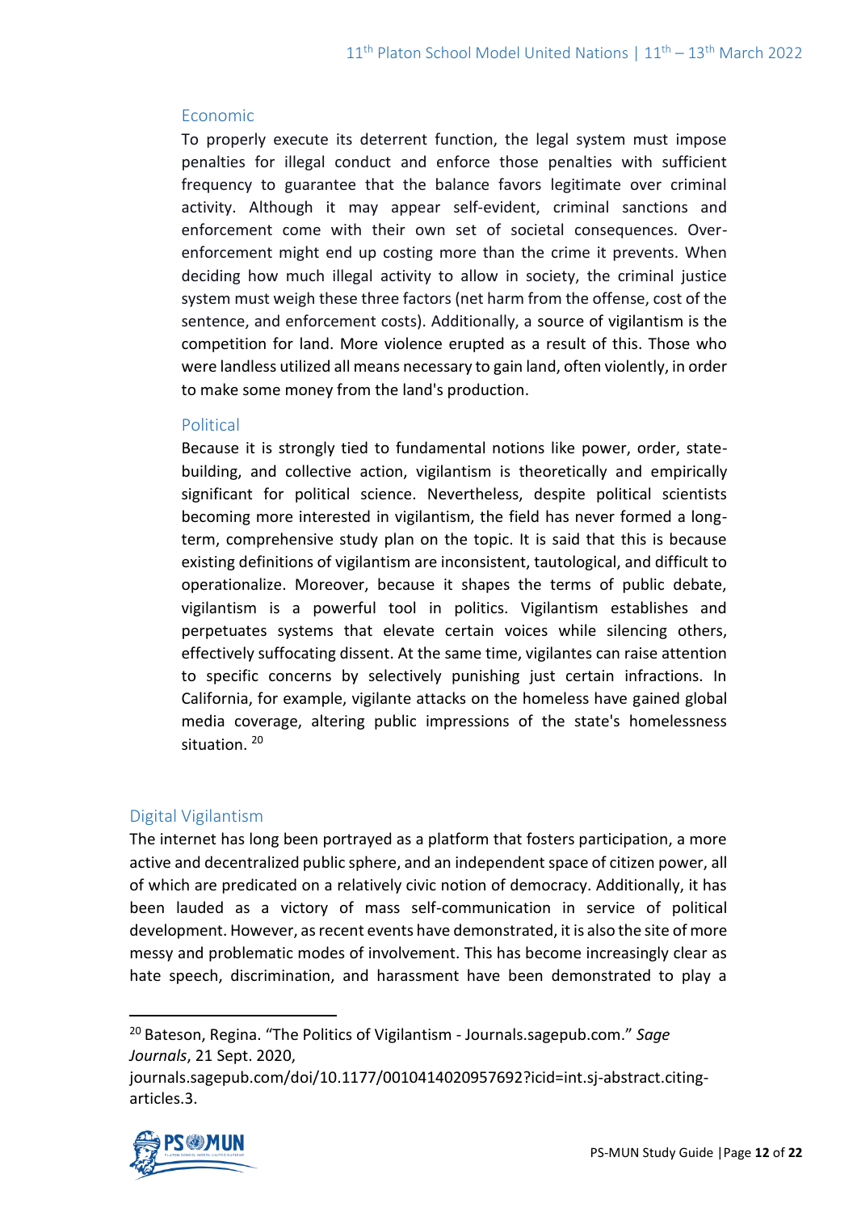### Economic

To properly execute its deterrent function, the legal system must impose penalties for illegal conduct and enforce those penalties with sufficient frequency to guarantee that the balance favors legitimate over criminal activity. Although it may appear self-evident, criminal sanctions and enforcement come with their own set of societal consequences. Over-enforcement might end up costing more than the crime it prevents. When deciding how much illegal activity to allow in society, the criminal justice system must weigh these three factors (net harm from the offense, cost of the sentence, and enforcement costs). Additionally, a source of vigilantism is the competition for land. More violence erupted as a result of this. Those who were landless utilized all means necessary to gain land, often violently, in order to make some money from the land's production.

### Political

Because it is strongly tied to fundamental notions like power, order, state-building, and collective action, vigilantism is theoretically and empirically significant for political science. Nevertheless, despite political scientists becoming more interested in vigilantism, the field has never formed a long-term, comprehensive study plan on the topic. It is said that this is because existing definitions of vigilantism are inconsistent, tautological, and difficult to operationalize. Moreover, because it shapes the terms of public debate, vigilantism is a powerful tool in politics. Vigilantism establishes and perpetuates systems that elevate certain voices while silencing others, effectively suffocating dissent. At the same time, vigilantes can raise attention to specific concerns by selectively punishing just certain infractions. In California, for example, vigilante attacks on the homeless have gained global media coverage, altering public impressions of the state's homelessness situation. [20]

## Digital Vigilantism

The internet has long been portrayed as a platform that fosters participation, a more active and decentralized public sphere, and an independent space of citizen power, all of which are predicated on a relatively civic notion of democracy. Additionally, it has been lauded as a victory of mass self-communication in service of political development. However, as recent events have demonstrated, it is also the site of more messy and problematic modes of involvement. This has become increasingly clear as hate speech, discrimination, and harassment have been demonstrated to play a

---

[20] Bateson, Regina. "The Politics of Vigilantism - Journals.sagepub.com." *Sage Journals*, 21 Sept. 2020, journals.sagepub.com/doi/10.1177/0010414020957692?icid=int.sj-abstract.citing-articles.3.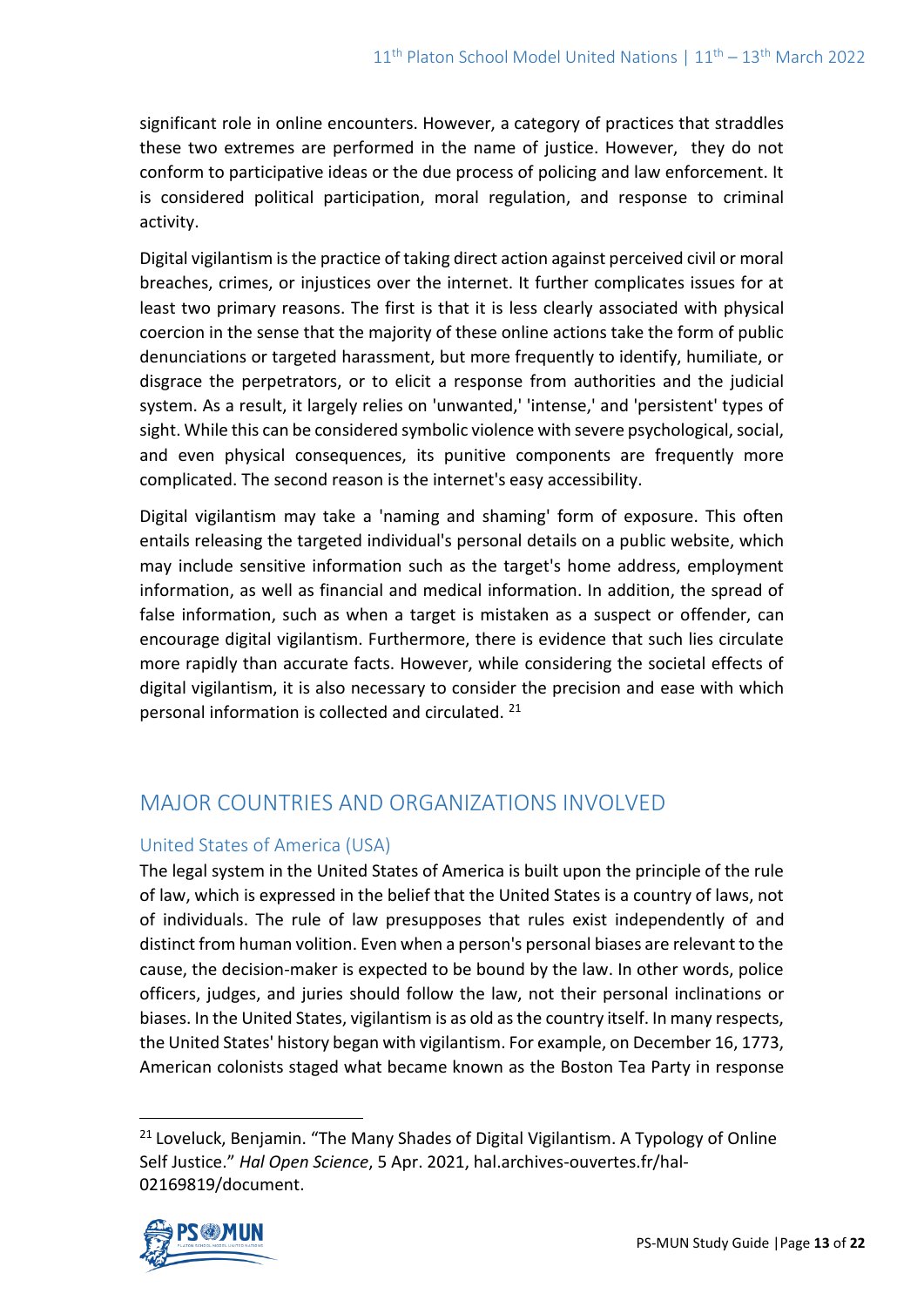significant role in online encounters. However, a category of practices that straddles these two extremes are performed in the name of justice. However, they do not conform to participative ideas or the due process of policing and law enforcement. It is considered political participation, moral regulation, and response to criminal activity.

Digital vigilantism is the practice of taking direct action against perceived civil or moral breaches, crimes, or injustices over the internet. It further complicates issues for at least two primary reasons. The first is that it is less clearly associated with physical coercion in the sense that the majority of these online actions take the form of public denunciations or targeted harassment, but more frequently to identify, humiliate, or disgrace the perpetrators, or to elicit a response from authorities and the judicial system. As a result, it largely relies on 'unwanted,' 'intense,' and 'persistent' types of sight. While this can be considered symbolic violence with severe psychological, social, and even physical consequences, its punitive components are frequently more complicated. The second reason is the internet's easy accessibility.

Digital vigilantism may take a 'naming and shaming' form of exposure. This often entails releasing the targeted individual's personal details on a public website, which may include sensitive information such as the target's home address, employment information, as well as financial and medical information. In addition, the spread of false information, such as when a target is mistaken as a suspect or offender, can encourage digital vigilantism. Furthermore, there is evidence that such lies circulate more rapidly than accurate facts. However, while considering the societal effects of digital vigilantism, it is also necessary to consider the precision and ease with which personal information is collected and circulated. [21]

## MAJOR COUNTRIES AND ORGANIZATIONS INVOLVED

### United States of America (USA)

The legal system in the United States of America is built upon the principle of the rule of law, which is expressed in the belief that the United States is a country of laws, not of individuals. The rule of law presupposes that rules exist independently of and distinct from human volition. Even when a person's personal biases are relevant to the cause, the decision-maker is expected to be bound by the law. In other words, police officers, judges, and juries should follow the law, not their personal inclinations or biases. In the United States, vigilantism is as old as the country itself. In many respects, the United States' history began with vigilantism. For example, on December 16, 1773, American colonists staged what became known as the Boston Tea Party in response

---

[21] Loveluck, Benjamin. "The Many Shades of Digital Vigilantism. A Typology of Online Self Justice." *Hal Open Science*, 5 Apr. 2021, hal.archives-ouvertes.fr/hal-02169819/document.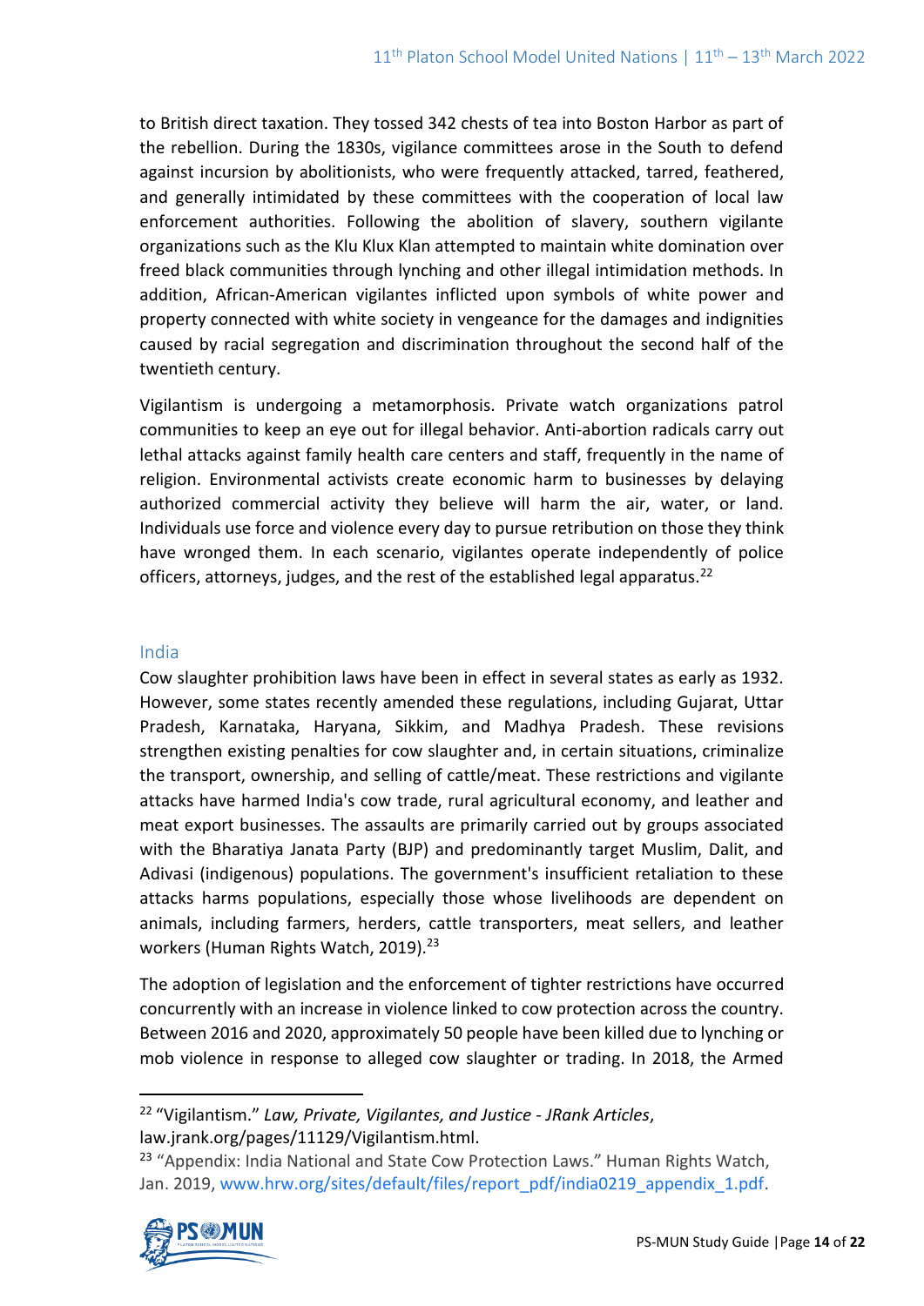to British direct taxation. They tossed 342 chests of tea into Boston Harbor as part of the rebellion. During the 1830s, vigilance committees arose in the South to defend against incursion by abolitionists, who were frequently attacked, tarred, feathered, and generally intimidated by these committees with the cooperation of local law enforcement authorities. Following the abolition of slavery, southern vigilante organizations such as the Klu Klux Klan attempted to maintain white domination over freed black communities through lynching and other illegal intimidation methods. In addition, African-American vigilantes inflicted upon symbols of white power and property connected with white society in vengeance for the damages and indignities caused by racial segregation and discrimination throughout the second half of the twentieth century.

Vigilantism is undergoing a metamorphosis. Private watch organizations patrol communities to keep an eye out for illegal behavior. Anti-abortion radicals carry out lethal attacks against family health care centers and staff, frequently in the name of religion. Environmental activists create economic harm to businesses by delaying authorized commercial activity they believe will harm the air, water, or land. Individuals use force and violence every day to pursue retribution on those they think have wronged them. In each scenario, vigilantes operate independently of police officers, attorneys, judges, and the rest of the established legal apparatus.[22]

## India

Cow slaughter prohibition laws have been in effect in several states as early as 1932. However, some states recently amended these regulations, including Gujarat, Uttar Pradesh, Karnataka, Haryana, Sikkim, and Madhya Pradesh. These revisions strengthen existing penalties for cow slaughter and, in certain situations, criminalize the transport, ownership, and selling of cattle/meat. These restrictions and vigilante attacks have harmed India's cow trade, rural agricultural economy, and leather and meat export businesses. The assaults are primarily carried out by groups associated with the Bharatiya Janata Party (BJP) and predominantly target Muslim, Dalit, and Adivasi (indigenous) populations. The government's insufficient retaliation to these attacks harms populations, especially those whose livelihoods are dependent on animals, including farmers, herders, cattle transporters, meat sellers, and leather workers (Human Rights Watch, 2019).[23]

The adoption of legislation and the enforcement of tighter restrictions have occurred concurrently with an increase in violence linked to cow protection across the country. Between 2016 and 2020, approximately 50 people have been killed due to lynching or mob violence in response to alleged cow slaughter or trading. In 2018, the Armed

---

[22] "Vigilantism." *Law, Private, Vigilantes, and Justice - JRank Articles*, law.jrank.org/pages/11129/Vigilantism.html.

[23] "Appendix: India National and State Cow Protection Laws." Human Rights Watch, Jan. 2019, www.hrw.org/sites/default/files/report_pdf/india0219_appendix_1.pdf.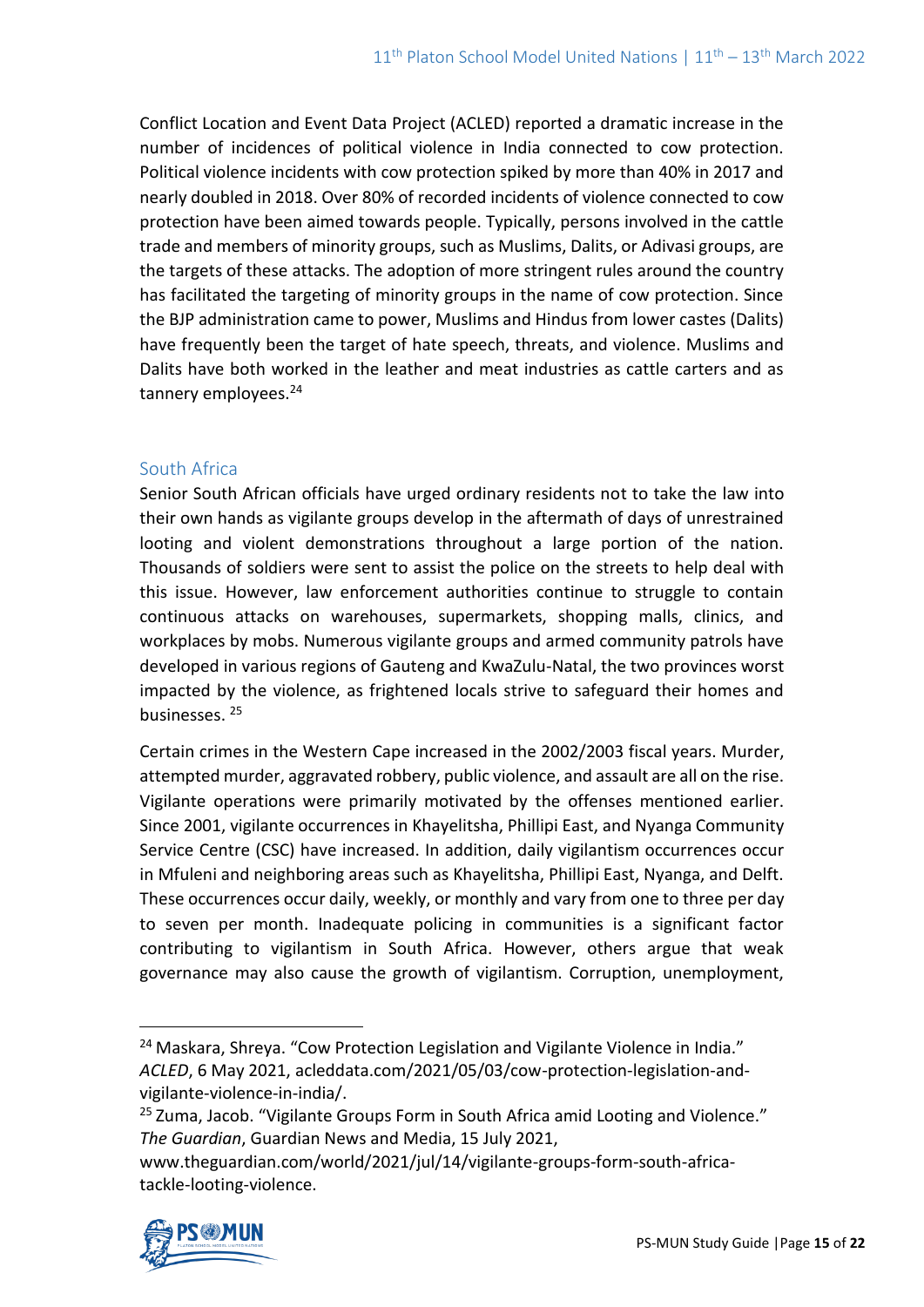Conflict Location and Event Data Project (ACLED) reported a dramatic increase in the number of incidences of political violence in India connected to cow protection. Political violence incidents with cow protection spiked by more than 40% in 2017 and nearly doubled in 2018. Over 80% of recorded incidents of violence connected to cow protection have been aimed towards people. Typically, persons involved in the cattle trade and members of minority groups, such as Muslims, Dalits, or Adivasi groups, are the targets of these attacks. The adoption of more stringent rules around the country has facilitated the targeting of minority groups in the name of cow protection. Since the BJP administration came to power, Muslims and Hindus from lower castes (Dalits) have frequently been the target of hate speech, threats, and violence. Muslims and Dalits have both worked in the leather and meat industries as cattle carters and as tannery employees.[24]

### South Africa

Senior South African officials have urged ordinary residents not to take the law into their own hands as vigilante groups develop in the aftermath of days of unrestrained looting and violent demonstrations throughout a large portion of the nation. Thousands of soldiers were sent to assist the police on the streets to help deal with this issue. However, law enforcement authorities continue to struggle to contain continuous attacks on warehouses, supermarkets, shopping malls, clinics, and workplaces by mobs. Numerous vigilante groups and armed community patrols have developed in various regions of Gauteng and KwaZulu-Natal, the two provinces worst impacted by the violence, as frightened locals strive to safeguard their homes and businesses.[25]

Certain crimes in the Western Cape increased in the 2002/2003 fiscal years. Murder, attempted murder, aggravated robbery, public violence, and assault are all on the rise. Vigilante operations were primarily motivated by the offenses mentioned earlier. Since 2001, vigilante occurrences in Khayelitsha, Phillipi East, and Nyanga Community Service Centre (CSC) have increased. In addition, daily vigilantism occurrences occur in Mfuleni and neighboring areas such as Khayelitsha, Phillipi East, Nyanga, and Delft. These occurrences occur daily, weekly, or monthly and vary from one to three per day to seven per month. Inadequate policing in communities is a significant factor contributing to vigilantism in South Africa. However, others argue that weak governance may also cause the growth of vigilantism. Corruption, unemployment,

---

[24] Maskara, Shreya. "Cow Protection Legislation and Vigilante Violence in India." *ACLED*, 6 May 2021, acleddata.com/2021/05/03/cow-protection-legislation-and-vigilante-violence-in-india/.

[25] Zuma, Jacob. "Vigilante Groups Form in South Africa amid Looting and Violence." *The Guardian*, Guardian News and Media, 15 July 2021, www.theguardian.com/world/2021/jul/14/vigilante-groups-form-south-africa-tackle-looting-violence.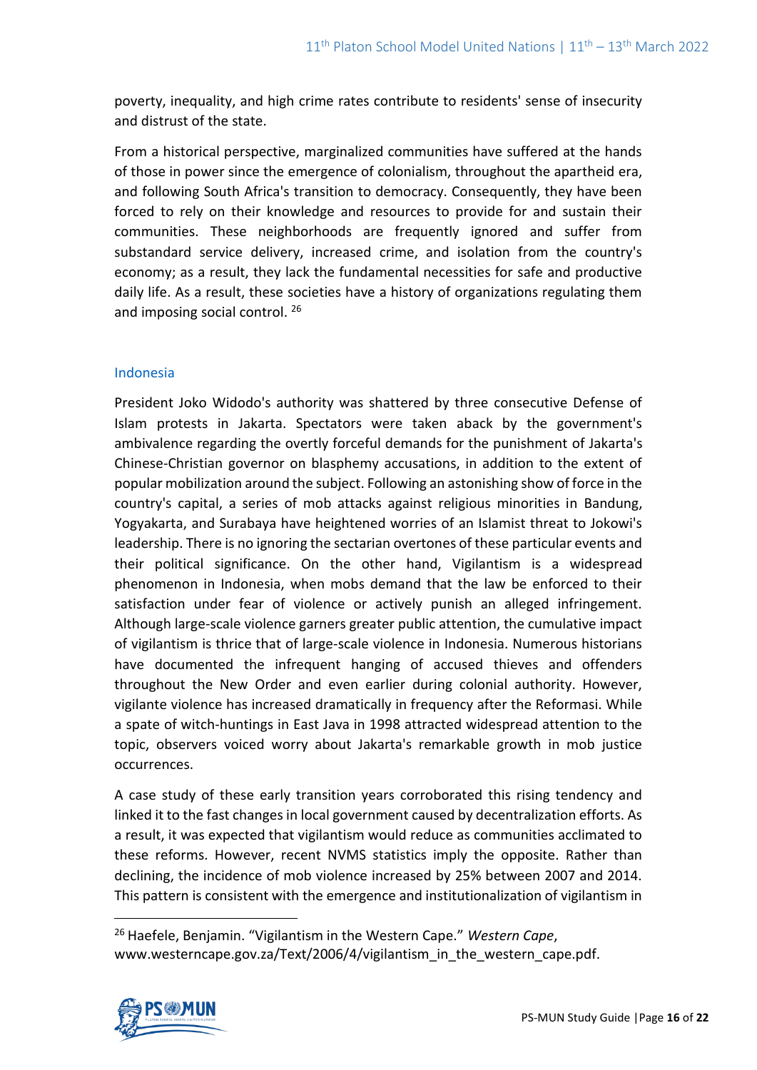poverty, inequality, and high crime rates contribute to residents' sense of insecurity and distrust of the state.

From a historical perspective, marginalized communities have suffered at the hands of those in power since the emergence of colonialism, throughout the apartheid era, and following South Africa's transition to democracy. Consequently, they have been forced to rely on their knowledge and resources to provide for and sustain their communities. These neighborhoods are frequently ignored and suffer from substandard service delivery, increased crime, and isolation from the country's economy; as a result, they lack the fundamental necessities for safe and productive daily life. As a result, these societies have a history of organizations regulating them and imposing social control. [26]

## Indonesia

President Joko Widodo's authority was shattered by three consecutive Defense of Islam protests in Jakarta. Spectators were taken aback by the government's ambivalence regarding the overtly forceful demands for the punishment of Jakarta's Chinese-Christian governor on blasphemy accusations, in addition to the extent of popular mobilization around the subject. Following an astonishing show of force in the country's capital, a series of mob attacks against religious minorities in Bandung, Yogyakarta, and Surabaya have heightened worries of an Islamist threat to Jokowi's leadership. There is no ignoring the sectarian overtones of these particular events and their political significance. On the other hand, Vigilantism is a widespread phenomenon in Indonesia, when mobs demand that the law be enforced to their satisfaction under fear of violence or actively punish an alleged infringement. Although large-scale violence garners greater public attention, the cumulative impact of vigilantism is thrice that of large-scale violence in Indonesia. Numerous historians have documented the infrequent hanging of accused thieves and offenders throughout the New Order and even earlier during colonial authority. However, vigilante violence has increased dramatically in frequency after the Reformasi. While a spate of witch-huntings in East Java in 1998 attracted widespread attention to the topic, observers voiced worry about Jakarta's remarkable growth in mob justice occurrences.

A case study of these early transition years corroborated this rising tendency and linked it to the fast changes in local government caused by decentralization efforts. As a result, it was expected that vigilantism would reduce as communities acclimated to these reforms. However, recent NVMS statistics imply the opposite. Rather than declining, the incidence of mob violence increased by 25% between 2007 and 2014. This pattern is consistent with the emergence and institutionalization of vigilantism in

[26] Haefele, Benjamin. "Vigilantism in the Western Cape." *Western Cape*, www.westerncape.gov.za/Text/2006/4/vigilantism_in_the_western_cape.pdf.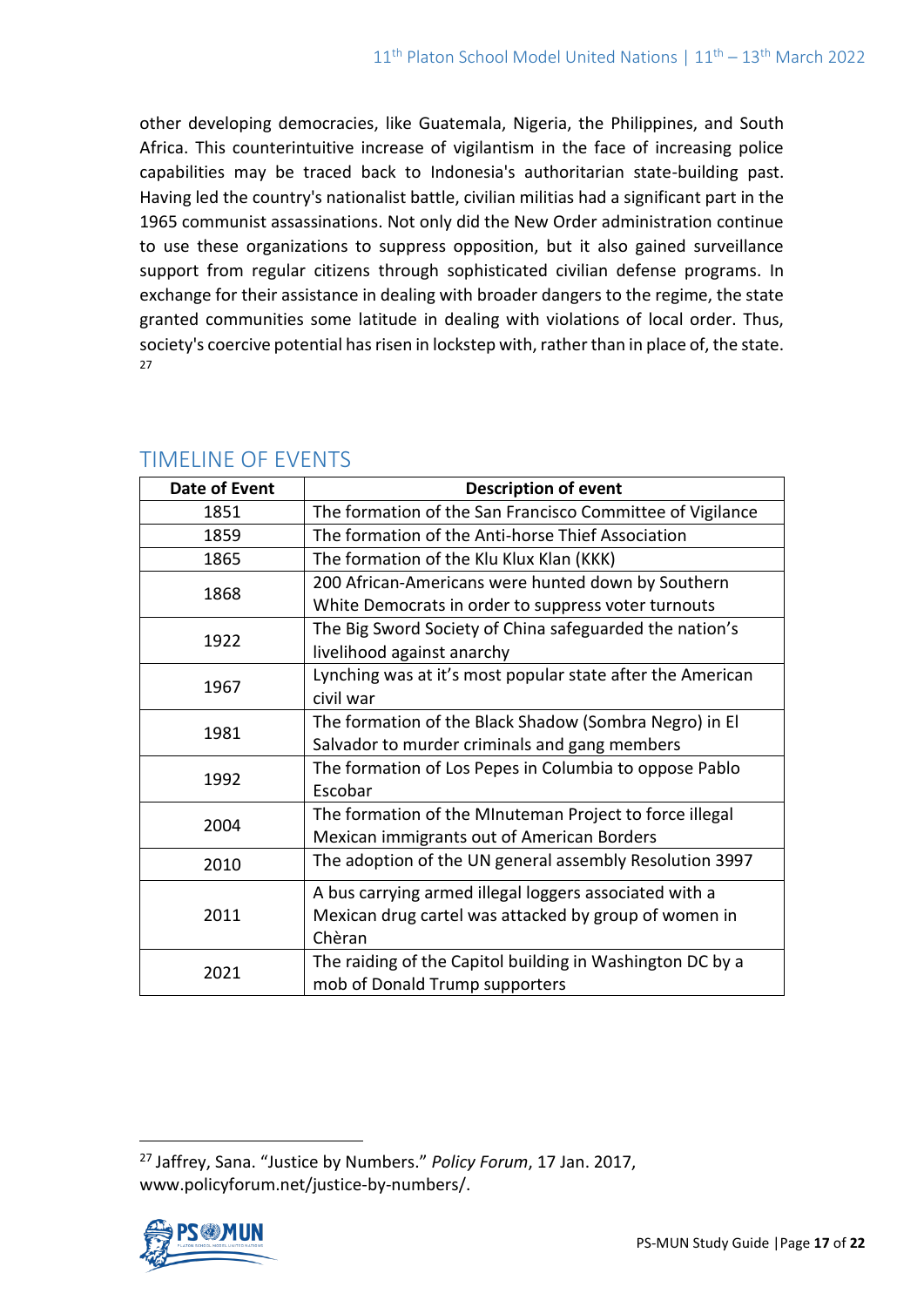other developing democracies, like Guatemala, Nigeria, the Philippines, and South Africa. This counterintuitive increase of vigilantism in the face of increasing police capabilities may be traced back to Indonesia's authoritarian state-building past. Having led the country's nationalist battle, civilian militias had a significant part in the 1965 communist assassinations. Not only did the New Order administration continue to use these organizations to suppress opposition, but it also gained surveillance support from regular citizens through sophisticated civilian defense programs. In exchange for their assistance in dealing with broader dangers to the regime, the state granted communities some latitude in dealing with violations of local order. Thus, society's coercive potential has risen in lockstep with, rather than in place of, the state.[27]

## TIMELINE OF EVENTS

| Date of Event | Description of event |
|---|---|
| 1851 | The formation of the San Francisco Committee of Vigilance |
| 1859 | The formation of the Anti-horse Thief Association |
| 1865 | The formation of the Klu Klux Klan (KKK) |
| 1868 | 200 African-Americans were hunted down by Southern White Democrats in order to suppress voter turnouts |
| 1922 | The Big Sword Society of China safeguarded the nation's livelihood against anarchy |
| 1967 | Lynching was at it's most popular state after the American civil war |
| 1981 | The formation of the Black Shadow (Sombra Negro) in El Salvador to murder criminals and gang members |
| 1992 | The formation of Los Pepes in Columbia to oppose Pablo Escobar |
| 2004 | The formation of the MInuteman Project to force illegal Mexican immigrants out of American Borders |
| 2010 | The adoption of the UN general assembly Resolution 3997 |
| 2011 | A bus carrying armed illegal loggers associated with a Mexican drug cartel was attacked by group of women in Chèran |
| 2021 | The raiding of the Capitol building in Washington DC by a mob of Donald Trump supporters |

[27] Jaffrey, Sana. "Justice by Numbers." *Policy Forum*, 17 Jan. 2017, www.policyforum.net/justice-by-numbers/.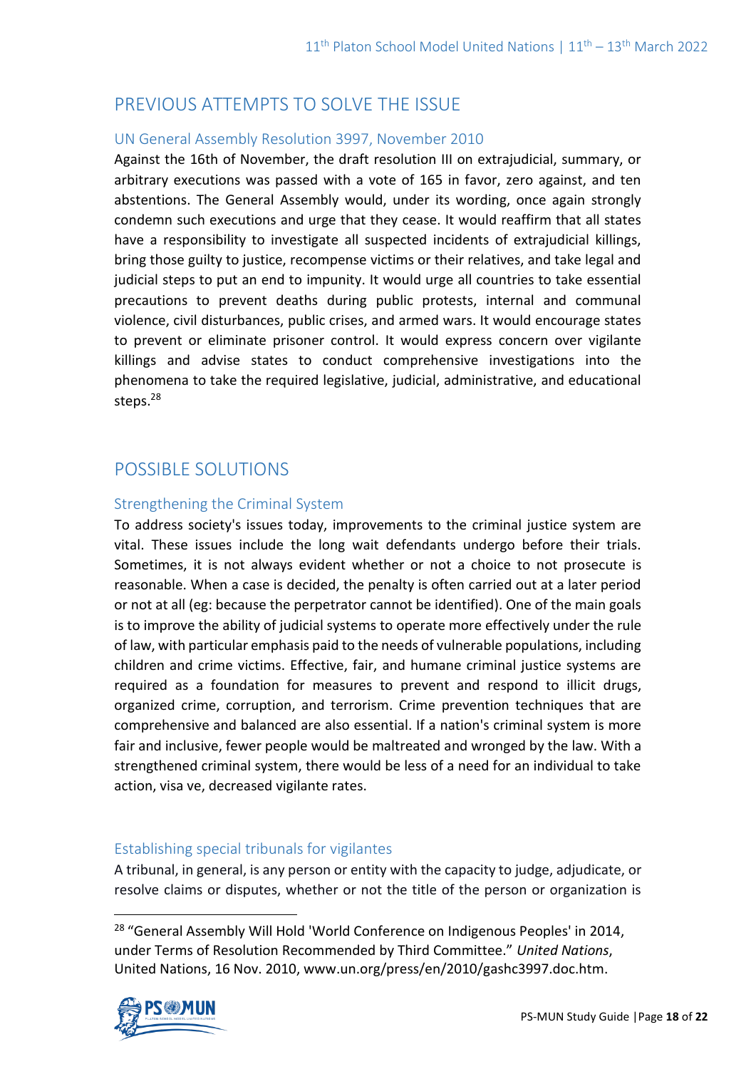## PREVIOUS ATTEMPTS TO SOLVE THE ISSUE

### UN General Assembly Resolution 3997, November 2010

Against the 16th of November, the draft resolution III on extrajudicial, summary, or arbitrary executions was passed with a vote of 165 in favor, zero against, and ten abstentions. The General Assembly would, under its wording, once again strongly condemn such executions and urge that they cease. It would reaffirm that all states have a responsibility to investigate all suspected incidents of extrajudicial killings, bring those guilty to justice, recompense victims or their relatives, and take legal and judicial steps to put an end to impunity. It would urge all countries to take essential precautions to prevent deaths during public protests, internal and communal violence, civil disturbances, public crises, and armed wars. It would encourage states to prevent or eliminate prisoner control. It would express concern over vigilante killings and advise states to conduct comprehensive investigations into the phenomena to take the required legislative, judicial, administrative, and educational steps.[28]

## POSSIBLE SOLUTIONS

### Strengthening the Criminal System

To address society's issues today, improvements to the criminal justice system are vital. These issues include the long wait defendants undergo before their trials. Sometimes, it is not always evident whether or not a choice to not prosecute is reasonable. When a case is decided, the penalty is often carried out at a later period or not at all (eg: because the perpetrator cannot be identified). One of the main goals is to improve the ability of judicial systems to operate more effectively under the rule of law, with particular emphasis paid to the needs of vulnerable populations, including children and crime victims. Effective, fair, and humane criminal justice systems are required as a foundation for measures to prevent and respond to illicit drugs, organized crime, corruption, and terrorism. Crime prevention techniques that are comprehensive and balanced are also essential. If a nation's criminal system is more fair and inclusive, fewer people would be maltreated and wronged by the law. With a strengthened criminal system, there would be less of a need for an individual to take action, visa ve, decreased vigilante rates.

### Establishing special tribunals for vigilantes

A tribunal, in general, is any person or entity with the capacity to judge, adjudicate, or resolve claims or disputes, whether or not the title of the person or organization is

[28] "General Assembly Will Hold 'World Conference on Indigenous Peoples' in 2014, under Terms of Resolution Recommended by Third Committee." *United Nations*, United Nations, 16 Nov. 2010, www.un.org/press/en/2010/gashc3997.doc.htm.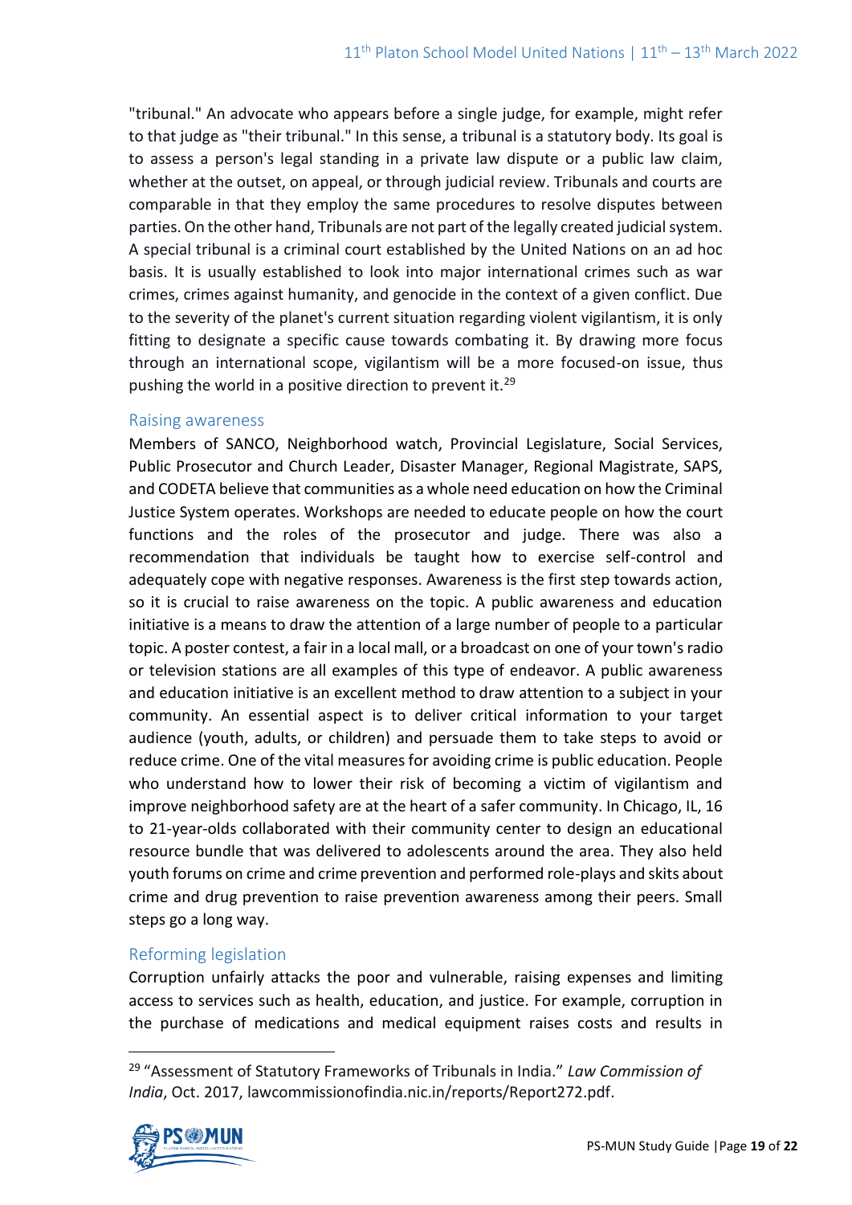"tribunal." An advocate who appears before a single judge, for example, might refer to that judge as "their tribunal." In this sense, a tribunal is a statutory body. Its goal is to assess a person's legal standing in a private law dispute or a public law claim, whether at the outset, on appeal, or through judicial review. Tribunals and courts are comparable in that they employ the same procedures to resolve disputes between parties. On the other hand, Tribunals are not part of the legally created judicial system. A special tribunal is a criminal court established by the United Nations on an ad hoc basis. It is usually established to look into major international crimes such as war crimes, crimes against humanity, and genocide in the context of a given conflict. Due to the severity of the planet's current situation regarding violent vigilantism, it is only fitting to designate a specific cause towards combating it. By drawing more focus through an international scope, vigilantism will be a more focused-on issue, thus pushing the world in a positive direction to prevent it.[29]

### Raising awareness

Members of SANCO, Neighborhood watch, Provincial Legislature, Social Services, Public Prosecutor and Church Leader, Disaster Manager, Regional Magistrate, SAPS, and CODETA believe that communities as a whole need education on how the Criminal Justice System operates. Workshops are needed to educate people on how the court functions and the roles of the prosecutor and judge. There was also a recommendation that individuals be taught how to exercise self-control and adequately cope with negative responses. Awareness is the first step towards action, so it is crucial to raise awareness on the topic. A public awareness and education initiative is a means to draw the attention of a large number of people to a particular topic. A poster contest, a fair in a local mall, or a broadcast on one of your town's radio or television stations are all examples of this type of endeavor. A public awareness and education initiative is an excellent method to draw attention to a subject in your community. An essential aspect is to deliver critical information to your target audience (youth, adults, or children) and persuade them to take steps to avoid or reduce crime. One of the vital measures for avoiding crime is public education. People who understand how to lower their risk of becoming a victim of vigilantism and improve neighborhood safety are at the heart of a safer community. In Chicago, IL, 16 to 21-year-olds collaborated with their community center to design an educational resource bundle that was delivered to adolescents around the area. They also held youth forums on crime and crime prevention and performed role-plays and skits about crime and drug prevention to raise prevention awareness among their peers. Small steps go a long way.

### Reforming legislation

Corruption unfairly attacks the poor and vulnerable, raising expenses and limiting access to services such as health, education, and justice. For example, corruption in the purchase of medications and medical equipment raises costs and results in

[29] "Assessment of Statutory Frameworks of Tribunals in India." *Law Commission of India*, Oct. 2017, lawcommissionofindia.nic.in/reports/Report272.pdf.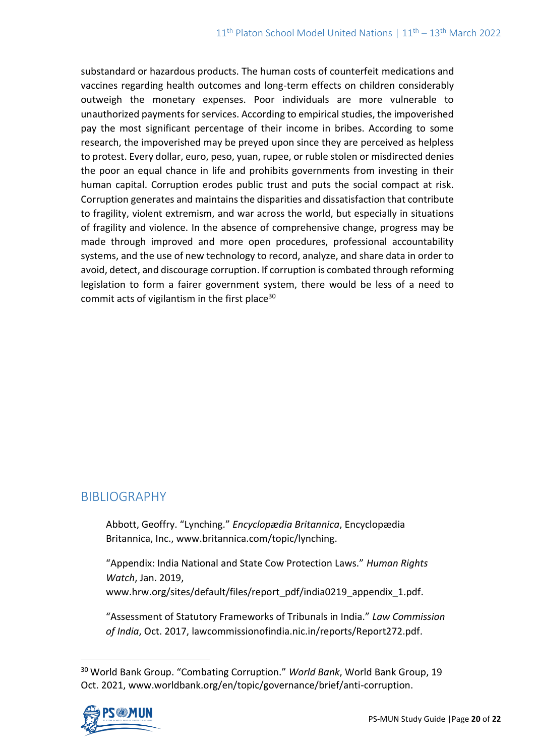substandard or hazardous products. The human costs of counterfeit medications and vaccines regarding health outcomes and long-term effects on children considerably outweigh the monetary expenses. Poor individuals are more vulnerable to unauthorized payments for services. According to empirical studies, the impoverished pay the most significant percentage of their income in bribes. According to some research, the impoverished may be preyed upon since they are perceived as helpless to protest. Every dollar, euro, peso, yuan, rupee, or ruble stolen or misdirected denies the poor an equal chance in life and prohibits governments from investing in their human capital. Corruption erodes public trust and puts the social compact at risk. Corruption generates and maintains the disparities and dissatisfaction that contribute to fragility, violent extremism, and war across the world, but especially in situations of fragility and violence. In the absence of comprehensive change, progress may be made through improved and more open procedures, professional accountability systems, and the use of new technology to record, analyze, and share data in order to avoid, detect, and discourage corruption. If corruption is combated through reforming legislation to form a fairer government system, there would be less of a need to commit acts of vigilantism in the first place[30]

## BIBLIOGRAPHY

Abbott, Geoffry. "Lynching." *Encyclopædia Britannica*, Encyclopædia Britannica, Inc., www.britannica.com/topic/lynching.

"Appendix: India National and State Cow Protection Laws." *Human Rights Watch*, Jan. 2019, www.hrw.org/sites/default/files/report_pdf/india0219_appendix_1.pdf.

"Assessment of Statutory Frameworks of Tribunals in India." *Law Commission of India*, Oct. 2017, lawcommissionofindia.nic.in/reports/Report272.pdf.

---

[30] World Bank Group. "Combating Corruption." *World Bank*, World Bank Group, 19 Oct. 2021, www.worldbank.org/en/topic/governance/brief/anti-corruption.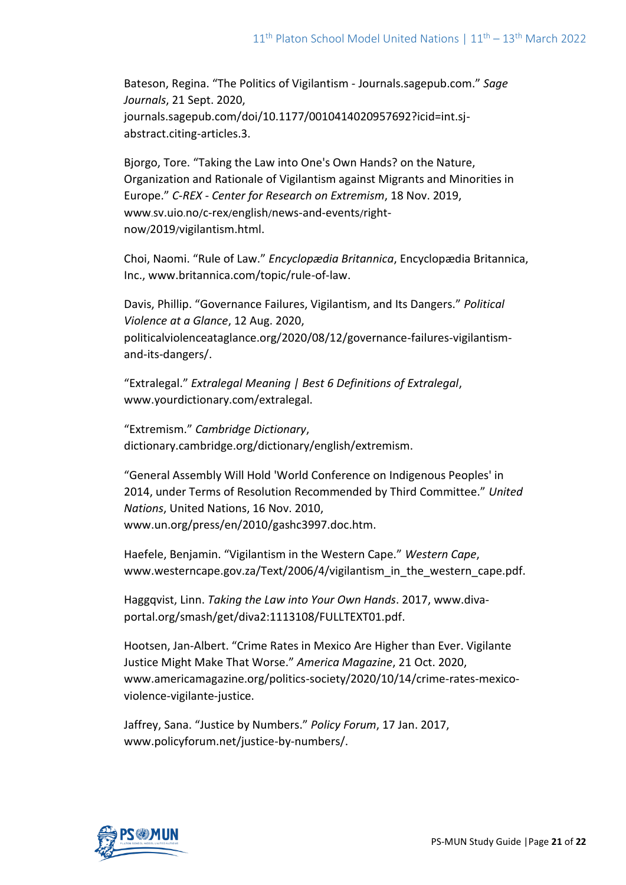Bateson, Regina. “The Politics of Vigilantism - Journals.sagepub.com.” *Sage Journals*, 21 Sept. 2020, journals.sagepub.com/doi/10.1177/0010414020957692?icid=int.sj-abstract.citing-articles.3.

Bjorgo, Tore. “Taking the Law into One's Own Hands? on the Nature, Organization and Rationale of Vigilantism against Migrants and Minorities in Europe.” *C-REX - Center for Research on Extremism*, 18 Nov. 2019, www.sv.uio.no/c-rex/english/news-and-events/right-now/2019/vigilantism.html.

Choi, Naomi. “Rule of Law.” *Encyclopædia Britannica*, Encyclopædia Britannica, Inc., www.britannica.com/topic/rule-of-law.

Davis, Phillip. “Governance Failures, Vigilantism, and Its Dangers.” *Political Violence at a Glance*, 12 Aug. 2020, politicalviolenceataglance.org/2020/08/12/governance-failures-vigilantism-and-its-dangers/.

“Extralegal.” *Extralegal Meaning | Best 6 Definitions of Extralegal*, www.yourdictionary.com/extralegal.

“Extremism.” *Cambridge Dictionary*, dictionary.cambridge.org/dictionary/english/extremism.

“General Assembly Will Hold 'World Conference on Indigenous Peoples' in 2014, under Terms of Resolution Recommended by Third Committee.” *United Nations*, United Nations, 16 Nov. 2010, www.un.org/press/en/2010/gashc3997.doc.htm.

Haefele, Benjamin. “Vigilantism in the Western Cape.” *Western Cape*, www.westerncape.gov.za/Text/2006/4/vigilantism_in_the_western_cape.pdf.

Haggqvist, Linn. *Taking the Law into Your Own Hands*. 2017, www.diva-portal.org/smash/get/diva2:1113108/FULLTEXT01.pdf.

Hootsen, Jan-Albert. “Crime Rates in Mexico Are Higher than Ever. Vigilante Justice Might Make That Worse.” *America Magazine*, 21 Oct. 2020, www.americamagazine.org/politics-society/2020/10/14/crime-rates-mexico-violence-vigilante-justice.

Jaffrey, Sana. “Justice by Numbers.” *Policy Forum*, 17 Jan. 2017, www.policyforum.net/justice-by-numbers/.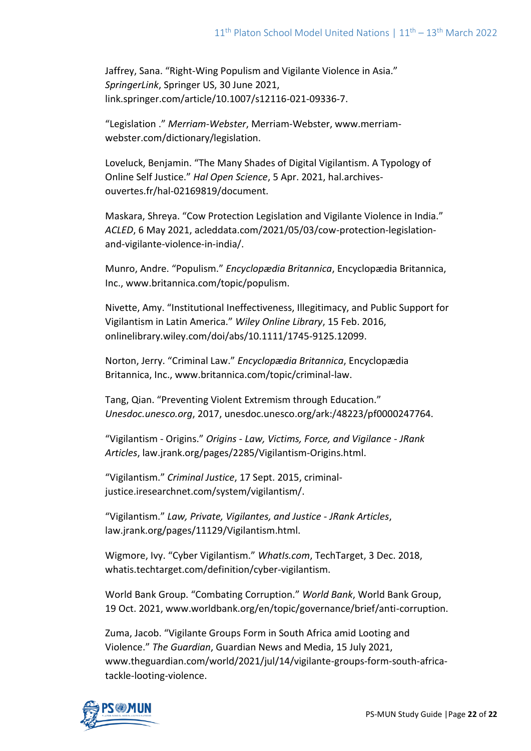Jaffrey, Sana. “Right-Wing Populism and Vigilante Violence in Asia.” *SpringerLink*, Springer US, 30 June 2021, link.springer.com/article/10.1007/s12116-021-09336-7.

“Legislation .” *Merriam-Webster*, Merriam-Webster, www.merriam-webster.com/dictionary/legislation.

Loveluck, Benjamin. “The Many Shades of Digital Vigilantism. A Typology of Online Self Justice.” *Hal Open Science*, 5 Apr. 2021, hal.archives-ouvertes.fr/hal-02169819/document.

Maskara, Shreya. “Cow Protection Legislation and Vigilante Violence in India.” *ACLED*, 6 May 2021, acleddata.com/2021/05/03/cow-protection-legislation-and-vigilante-violence-in-india/.

Munro, Andre. “Populism.” *Encyclopædia Britannica*, Encyclopædia Britannica, Inc., www.britannica.com/topic/populism.

Nivette, Amy. “Institutional Ineffectiveness, Illegitimacy, and Public Support for Vigilantism in Latin America.” *Wiley Online Library*, 15 Feb. 2016, onlinelibrary.wiley.com/doi/abs/10.1111/1745-9125.12099.

Norton, Jerry. “Criminal Law.” *Encyclopædia Britannica*, Encyclopædia Britannica, Inc., www.britannica.com/topic/criminal-law.

Tang, Qian. “Preventing Violent Extremism through Education.” *Unesdoc.unesco.org*, 2017, unesdoc.unesco.org/ark:/48223/pf0000247764.

“Vigilantism - Origins.” *Origins - Law, Victims, Force, and Vigilance - JRank Articles*, law.jrank.org/pages/2285/Vigilantism-Origins.html.

“Vigilantism.” *Criminal Justice*, 17 Sept. 2015, criminal-justice.iresearchnet.com/system/vigilantism/.

“Vigilantism.” *Law, Private, Vigilantes, and Justice - JRank Articles*, law.jrank.org/pages/11129/Vigilantism.html.

Wigmore, Ivy. “Cyber Vigilantism.” *WhatIs.com*, TechTarget, 3 Dec. 2018, whatis.techtarget.com/definition/cyber-vigilantism.

World Bank Group. “Combating Corruption.” *World Bank*, World Bank Group, 19 Oct. 2021, www.worldbank.org/en/topic/governance/brief/anti-corruption.

Zuma, Jacob. “Vigilante Groups Form in South Africa amid Looting and Violence.” *The Guardian*, Guardian News and Media, 15 July 2021, www.theguardian.com/world/2021/jul/14/vigilante-groups-form-south-africa-tackle-looting-violence.